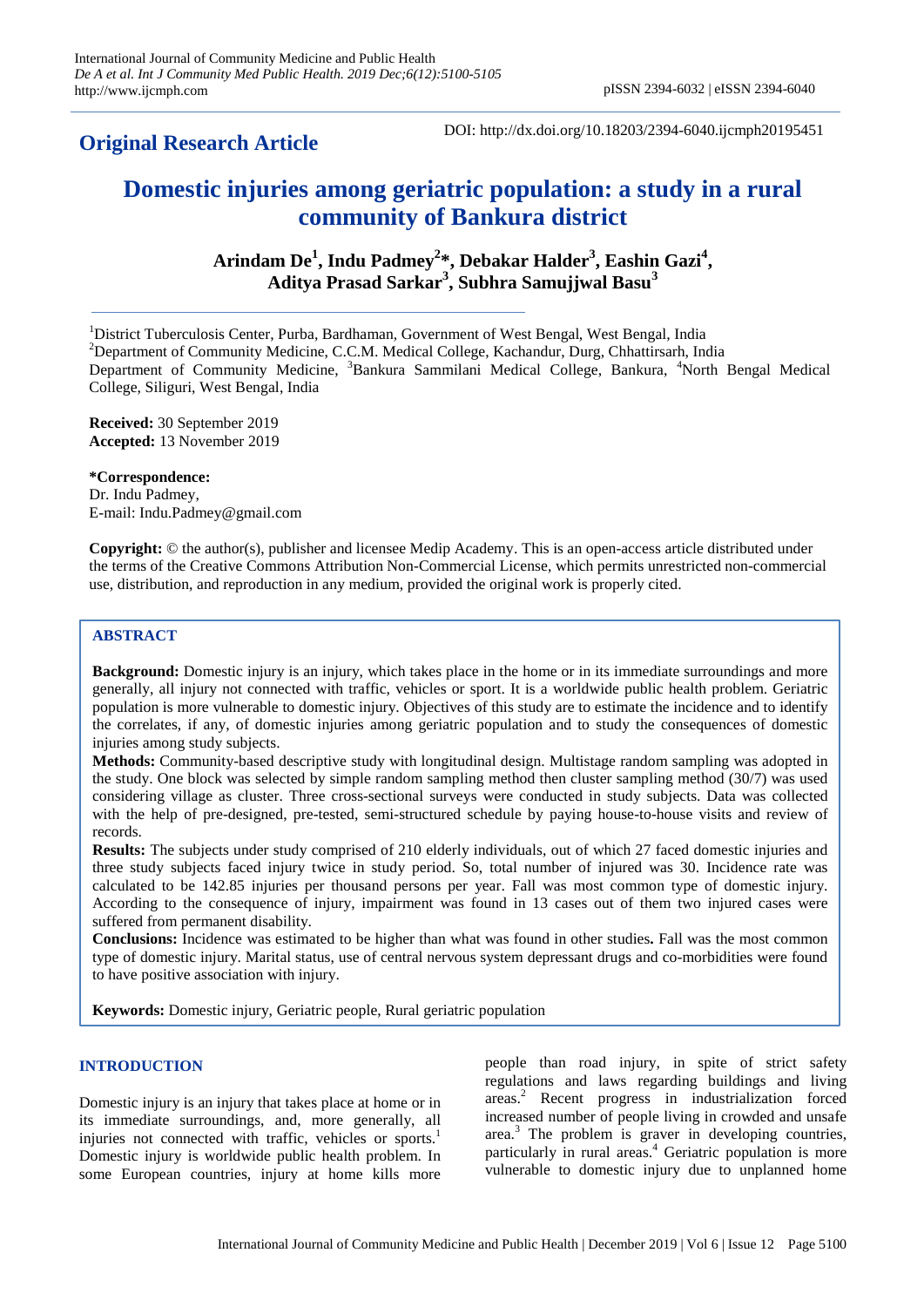**Original Research Article**

DOI: http://dx.doi.org/10.18203/2394-6040.ijcmph20195451

# Domestic injuries among geriatric population: a study in a rural community of Bankura district

**Arindam De[1], Indu Padmey[2]*, Debakar Halder[3], Eashin Gazi[4], Aditya Prasad Sarkar[3], Subhra Samujjwal Basu[3]**

[1]District Tuberculosis Center, Purba, Bardhaman, Government of West Bengal, West Bengal, India
[2]Department of Community Medicine, C.C.M. Medical College, Kachandur, Durg, Chhattirsarh, India
Department of Community Medicine, [3]Bankura Sammilani Medical College, Bankura, [4]North Bengal Medical College, Siliguri, West Bengal, India

**Received:** 30 September 2019
**Accepted:** 13 November 2019

**\*Correspondence:**
Dr. Indu Padmey,
E-mail: Indu.Padmey@gmail.com

**Copyright:** © the author(s), publisher and licensee Medip Academy. This is an open-access article distributed under the terms of the Creative Commons Attribution Non-Commercial License, which permits unrestricted non-commercial use, distribution, and reproduction in any medium, provided the original work is properly cited.

## ABSTRACT

**Background:** Domestic injury is an injury, which takes place in the home or in its immediate surroundings and more generally, all injury not connected with traffic, vehicles or sport. It is a worldwide public health problem. Geriatric population is more vulnerable to domestic injury. Objectives of this study are to estimate the incidence and to identify the correlates, if any, of domestic injuries among geriatric population and to study the consequences of domestic injuries among study subjects.

**Methods:** Community-based descriptive study with longitudinal design. Multistage random sampling was adopted in the study. One block was selected by simple random sampling method then cluster sampling method (30/7) was used considering village as cluster. Three cross-sectional surveys were conducted in study subjects. Data was collected with the help of pre-designed, pre-tested, semi-structured schedule by paying house-to-house visits and review of records.

**Results:** The subjects under study comprised of 210 elderly individuals, out of which 27 faced domestic injuries and three study subjects faced injury twice in study period. So, total number of injured was 30. Incidence rate was calculated to be 142.85 injuries per thousand persons per year. Fall was most common type of domestic injury. According to the consequence of injury, impairment was found in 13 cases out of them two injured cases were suffered from permanent disability.

**Conclusions:** Incidence was estimated to be higher than what was found in other studies**.** Fall was the most common type of domestic injury. Marital status, use of central nervous system depressant drugs and co-morbidities were found to have positive association with injury.

**Keywords:** Domestic injury, Geriatric people, Rural geriatric population

## INTRODUCTION

Domestic injury is an injury that takes place at home or in its immediate surroundings, and, more generally, all injuries not connected with traffic, vehicles or sports.[1] Domestic injury is worldwide public health problem. In some European countries, injury at home kills more people than road injury, in spite of strict safety regulations and laws regarding buildings and living areas.[2] Recent progress in industrialization forced increased number of people living in crowded and unsafe area.[3] The problem is graver in developing countries, particularly in rural areas.[4] Geriatric population is more vulnerable to domestic injury due to unplanned home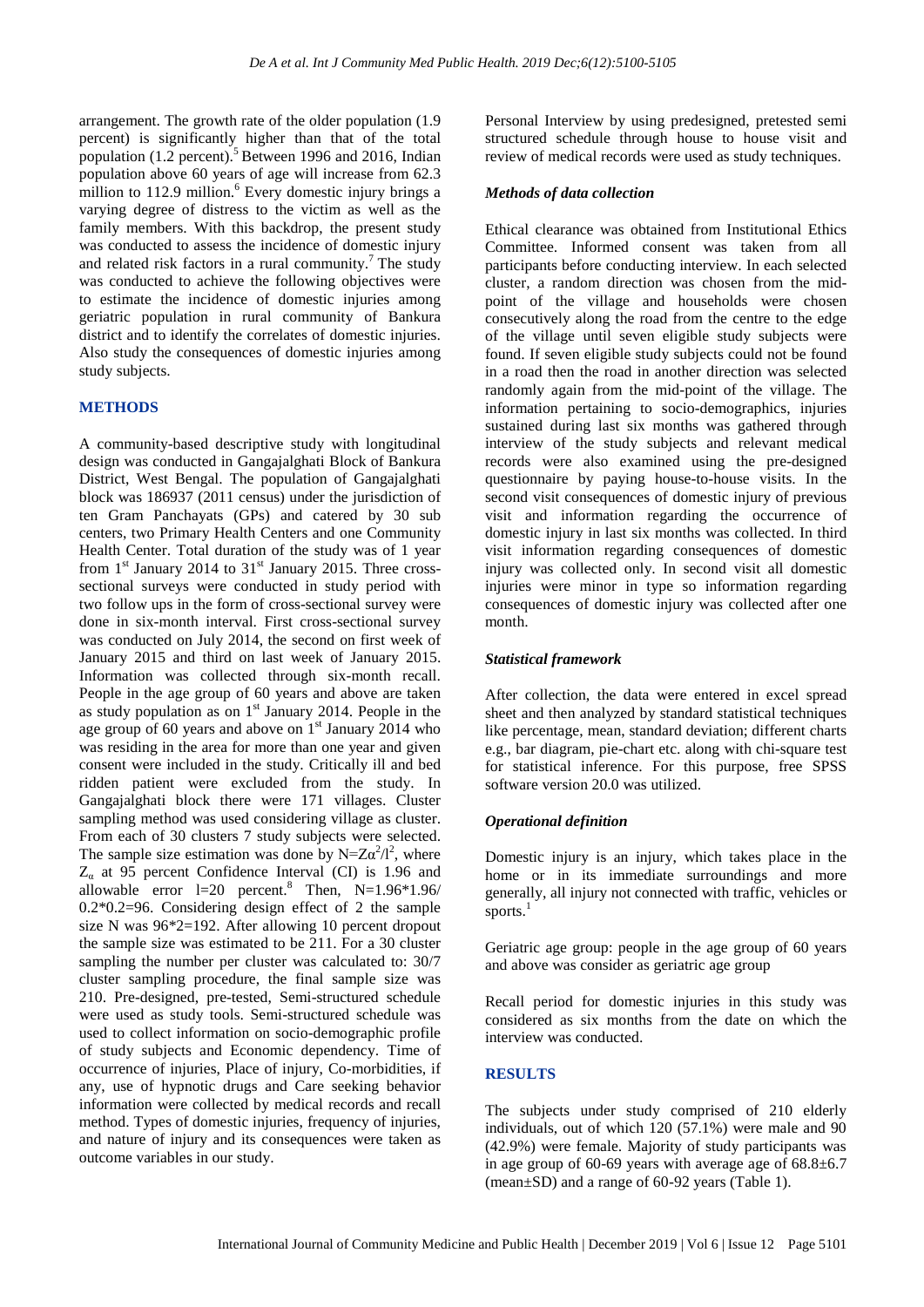arrangement. The growth rate of the older population (1.9 percent) is significantly higher than that of the total population (1.2 percent).[5] Between 1996 and 2016, Indian population above 60 years of age will increase from 62.3 million to 112.9 million.[6] Every domestic injury brings a varying degree of distress to the victim as well as the family members. With this backdrop, the present study was conducted to assess the incidence of domestic injury and related risk factors in a rural community.[7] The study was conducted to achieve the following objectives were to estimate the incidence of domestic injuries among geriatric population in rural community of Bankura district and to identify the correlates of domestic injuries. Also study the consequences of domestic injuries among study subjects.

## METHODS

A community-based descriptive study with longitudinal design was conducted in Gangajalghati Block of Bankura District, West Bengal. The population of Gangajalghati block was 186937 (2011 census) under the jurisdiction of ten Gram Panchayats (GPs) and catered by 30 sub centers, two Primary Health Centers and one Community Health Center. Total duration of the study was of 1 year from 1st January 2014 to 31st January 2015. Three cross-sectional surveys were conducted in study period with two follow ups in the form of cross-sectional survey were done in six-month interval. First cross-sectional survey was conducted on July 2014, the second on first week of January 2015 and third on last week of January 2015. Information was collected through six-month recall. People in the age group of 60 years and above are taken as study population as on 1st January 2014. People in the age group of 60 years and above on 1st January 2014 who was residing in the area for more than one year and given consent were included in the study. Critically ill and bed ridden patient were excluded from the study. In Gangajalghati block there were 171 villages. Cluster sampling method was used considering village as cluster. From each of 30 clusters 7 study subjects were selected. The sample size estimation was done by $N=Z\alpha^2/l^2$, where $Z_\alpha$ at 95 percent Confidence Interval (CI) is 1.96 and allowable error l=20 percent.[8] Then, N=1.96*1.96/ 0.2*0.2=96. Considering design effect of 2 the sample size N was 96*2=192. After allowing 10 percent dropout the sample size was estimated to be 211. For a 30 cluster sampling the number per cluster was calculated to: 30/7 cluster sampling procedure, the final sample size was 210. Pre-designed, pre-tested, Semi-structured schedule were used as study tools. Semi-structured schedule was used to collect information on socio-demographic profile of study subjects and Economic dependency. Time of occurrence of injuries, Place of injury, Co-morbidities, if any, use of hypnotic drugs and Care seeking behavior information were collected by medical records and recall method. Types of domestic injuries, frequency of injuries, and nature of injury and its consequences were taken as outcome variables in our study.

Personal Interview by using predesigned, pretested semi structured schedule through house to house visit and review of medical records were used as study techniques.

### *Methods of data collection*

Ethical clearance was obtained from Institutional Ethics Committee. Informed consent was taken from all participants before conducting interview. In each selected cluster, a random direction was chosen from the mid-point of the village and households were chosen consecutively along the road from the centre to the edge of the village until seven eligible study subjects were found. If seven eligible study subjects could not be found in a road then the road in another direction was selected randomly again from the mid-point of the village. The information pertaining to socio-demographics, injuries sustained during last six months was gathered through interview of the study subjects and relevant medical records were also examined using the pre-designed questionnaire by paying house-to-house visits. In the second visit consequences of domestic injury of previous visit and information regarding the occurrence of domestic injury in last six months was collected. In third visit information regarding consequences of domestic injury was collected only. In second visit all domestic injuries were minor in type so information regarding consequences of domestic injury was collected after one month.

### *Statistical framework*

After collection, the data were entered in excel spread sheet and then analyzed by standard statistical techniques like percentage, mean, standard deviation; different charts e.g., bar diagram, pie-chart etc. along with chi-square test for statistical inference. For this purpose, free SPSS software version 20.0 was utilized.

### *Operational definition*

Domestic injury is an injury, which takes place in the home or in its immediate surroundings and more generally, all injury not connected with traffic, vehicles or sports.[1]

Geriatric age group: people in the age group of 60 years and above was consider as geriatric age group

Recall period for domestic injuries in this study was considered as six months from the date on which the interview was conducted.

## RESULTS

The subjects under study comprised of 210 elderly individuals, out of which 120 (57.1%) were male and 90 (42.9%) were female. Majority of study participants was in age group of 60-69 years with average age of 68.8±6.7 (mean±SD) and a range of 60-92 years (Table 1).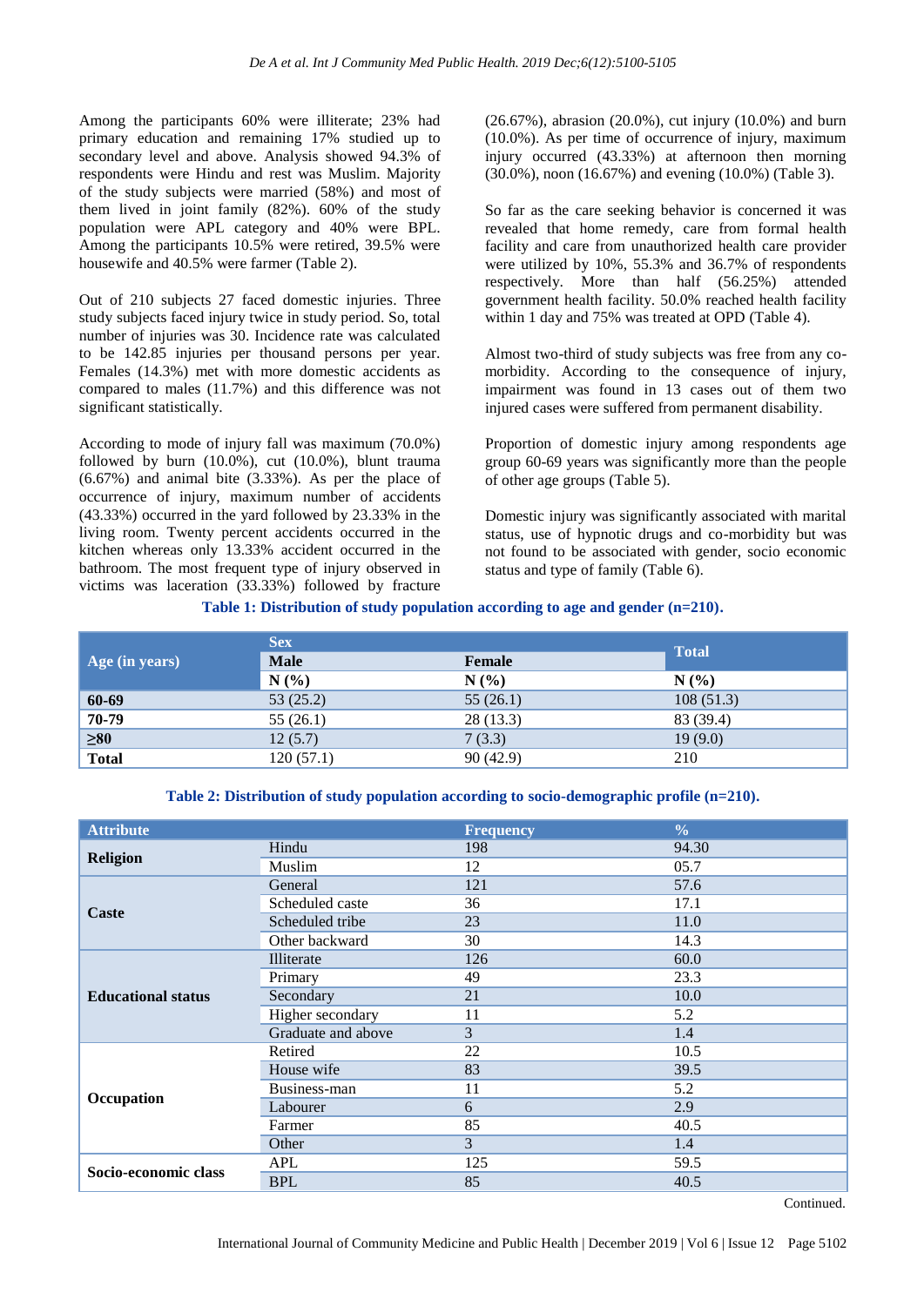Among the participants 60% were illiterate; 23% had primary education and remaining 17% studied up to secondary level and above. Analysis showed 94.3% of respondents were Hindu and rest was Muslim. Majority of the study subjects were married (58%) and most of them lived in joint family (82%). 60% of the study population were APL category and 40% were BPL. Among the participants 10.5% were retired, 39.5% were housewife and 40.5% were farmer (Table 2).

Out of 210 subjects 27 faced domestic injuries. Three study subjects faced injury twice in study period. So, total number of injuries was 30. Incidence rate was calculated to be 142.85 injuries per thousand persons per year. Females (14.3%) met with more domestic accidents as compared to males (11.7%) and this difference was not significant statistically.

According to mode of injury fall was maximum (70.0%) followed by burn (10.0%), cut (10.0%), blunt trauma (6.67%) and animal bite (3.33%). As per the place of occurrence of injury, maximum number of accidents (43.33%) occurred in the yard followed by 23.33% in the living room. Twenty percent accidents occurred in the kitchen whereas only 13.33% accident occurred in the bathroom. The most frequent type of injury observed in victims was laceration (33.33%) followed by fracture (26.67%), abrasion (20.0%), cut injury (10.0%) and burn (10.0%). As per time of occurrence of injury, maximum injury occurred (43.33%) at afternoon then morning (30.0%), noon (16.67%) and evening (10.0%) (Table 3).

So far as the care seeking behavior is concerned it was revealed that home remedy, care from formal health facility and care from unauthorized health care provider were utilized by 10%, 55.3% and 36.7% of respondents respectively. More than half (56.25%) attended government health facility. 50.0% reached health facility within 1 day and 75% was treated at OPD (Table 4).

Almost two-third of study subjects was free from any co-morbidity. According to the consequence of injury, impairment was found in 13 cases out of them two injured cases were suffered from permanent disability.

Proportion of domestic injury among respondents age group 60-69 years was significantly more than the people of other age groups (Table 5).

Domestic injury was significantly associated with marital status, use of hypnotic drugs and co-morbidity but was not found to be associated with gender, socio economic status and type of family (Table 6).

**Table 1: Distribution of study population according to age and gender (n=210).**

| Age (in years) | Sex | | Total |
|---|---|---|---|
| | Male | Female | |
| | N (%) | N (%) | N (%) |
| **60-69** | 53 (25.2) | 55 (26.1) | 108 (51.3) |
| **70-79** | 55 (26.1) | 28 (13.3) | 83 (39.4) |
| **≥80** | 12 (5.7) | 7 (3.3) | 19 (9.0) |
| **Total** | 120 (57.1) | 90 (42.9) | 210 |

**Table 2: Distribution of study population according to socio-demographic profile (n=210).**

| Attribute | | Frequency | % |
|---|---|---|---|
| **Religion** | Hindu | 198 | 94.30 |
| | Muslim | 12 | 05.7 |
| **Caste** | General | 121 | 57.6 |
| | Scheduled caste | 36 | 17.1 |
| | Scheduled tribe | 23 | 11.0 |
| | Other backward | 30 | 14.3 |
| **Educational status** | Illiterate | 126 | 60.0 |
| | Primary | 49 | 23.3 |
| | Secondary | 21 | 10.0 |
| | Higher secondary | 11 | 5.2 |
| | Graduate and above | 3 | 1.4 |
| **Occupation** | Retired | 22 | 10.5 |
| | House wife | 83 | 39.5 |
| | Business-man | 11 | 5.2 |
| | Labourer | 6 | 2.9 |
| | Farmer | 85 | 40.5 |
| | Other | 3 | 1.4 |
| **Socio-economic class** | APL | 125 | 59.5 |
| | BPL | 85 | 40.5 |

Continued.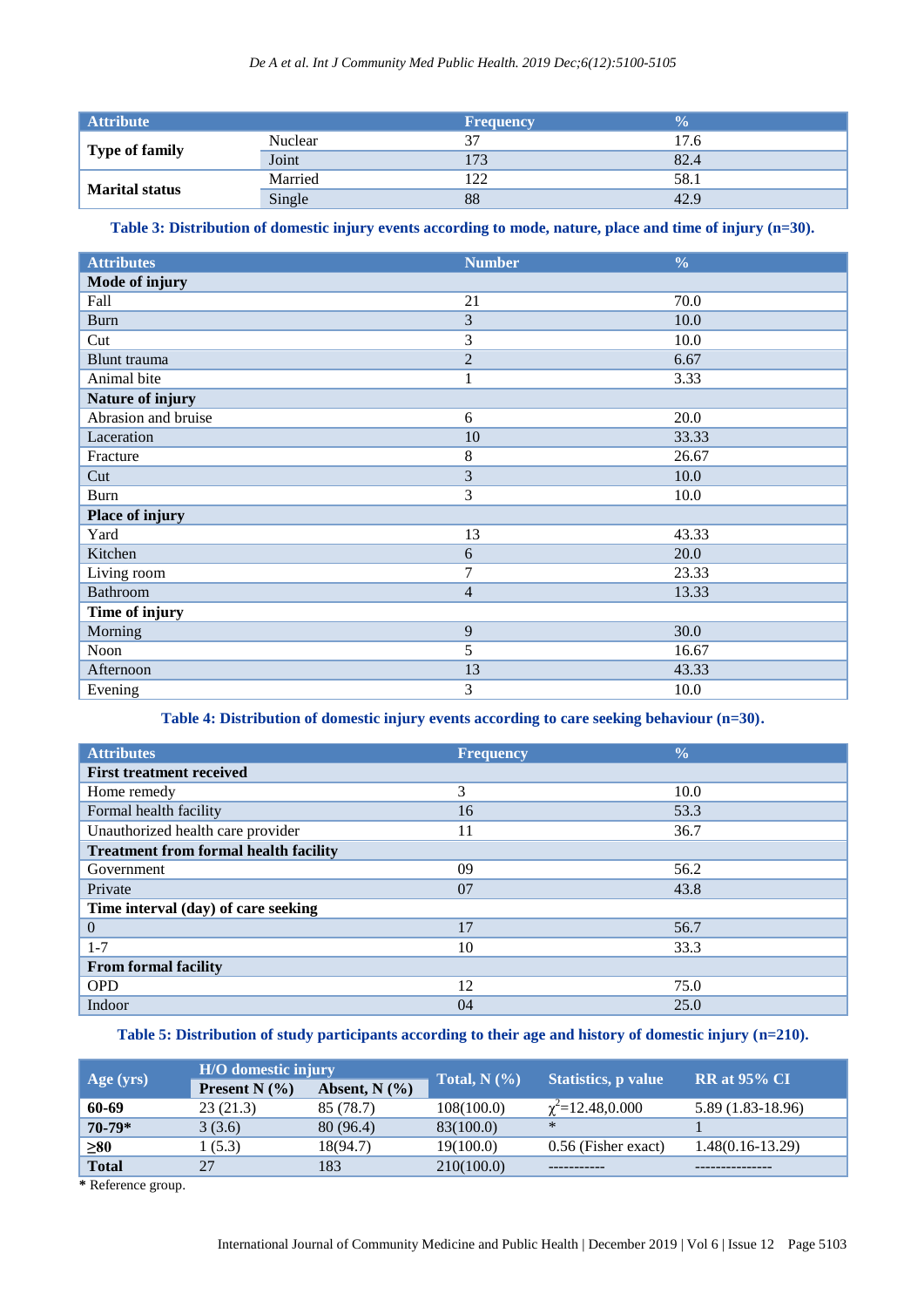| Attribute | | Frequency | % |
|---|---|---|---|
| Type of family | Nuclear | 37 | 17.6 |
| | Joint | 173 | 82.4 |
| Marital status | Married | 122 | 58.1 |
| | Single | 88 | 42.9 |

**Table 3: Distribution of domestic injury events according to mode, nature, place and time of injury (n=30).**

| Attributes | Number | % |
|---|---|---|
| **Mode of injury** | | |
| Fall | 21 | 70.0 |
| Burn | 3 | 10.0 |
| Cut | 3 | 10.0 |
| Blunt trauma | 2 | 6.67 |
| Animal bite | 1 | 3.33 |
| **Nature of injury** | | |
| Abrasion and bruise | 6 | 20.0 |
| Laceration | 10 | 33.33 |
| Fracture | 8 | 26.67 |
| Cut | 3 | 10.0 |
| Burn | 3 | 10.0 |
| **Place of injury** | | |
| Yard | 13 | 43.33 |
| Kitchen | 6 | 20.0 |
| Living room | 7 | 23.33 |
| Bathroom | 4 | 13.33 |
| **Time of injury** | | |
| Morning | 9 | 30.0 |
| Noon | 5 | 16.67 |
| Afternoon | 13 | 43.33 |
| Evening | 3 | 10.0 |

**Table 4: Distribution of domestic injury events according to care seeking behaviour (n=30).**

| Attributes | Frequency | % |
|---|---|---|
| **First treatment received** | | |
| Home remedy | 3 | 10.0 |
| Formal health facility | 16 | 53.3 |
| Unauthorized health care provider | 11 | 36.7 |
| **Treatment from formal health facility** | | |
| Government | 09 | 56.2 |
| Private | 07 | 43.8 |
| **Time interval (day) of care seeking** | | |
| 0 | 17 | 56.7 |
| 1-7 | 10 | 33.3 |
| **From formal facility** | | |
| OPD | 12 | 75.0 |
| Indoor | 04 | 25.0 |

**Table 5: Distribution of study participants according to their age and history of domestic injury (n=210).**

| Age (yrs) | H/O domestic injury | | Total, N (%) | Statistics, p value | RR at 95% CI |
|---|---|---|---|---|---|
| | Present N (%) | Absent, N (%) | | | |
| **60-69** | 23 (21.3) | 85 (78.7) | 108(100.0) | $\chi^2$=12.48,0.000 | 5.89 (1.83-18.96) |
| **70-79*** | 3 (3.6) | 80 (96.4) | 83(100.0) | * | 1 |
| **≥80** | 1 (5.3) | 18(94.7) | 19(100.0) | 0.56 (Fisher exact) | 1.48(0.16-13.29) |
| **Total** | 27 | 183 | 210(100.0) | ----------- | --------------- |

**\*** Reference group.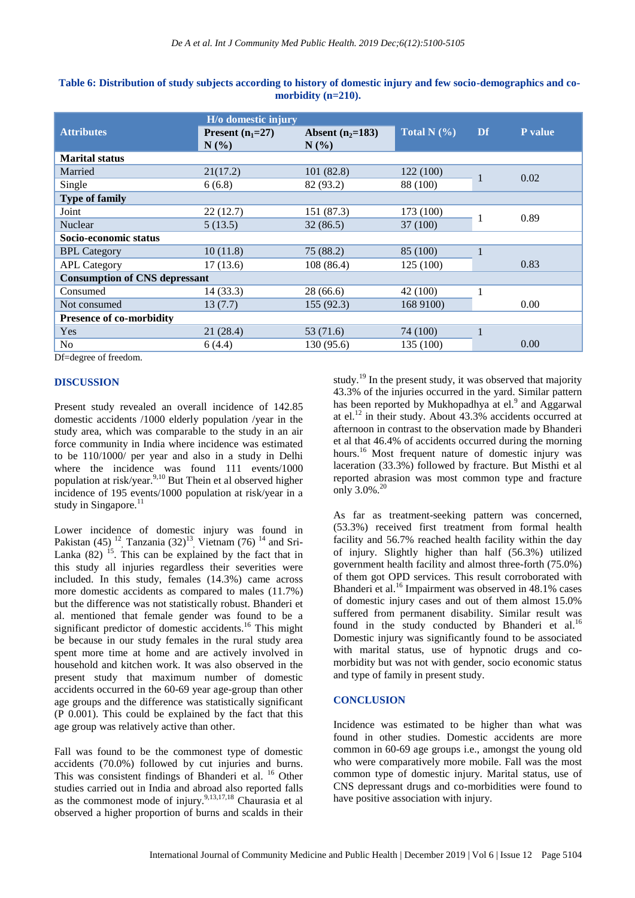**Table 6: Distribution of study subjects according to history of domestic injury and few socio-demographics and co-morbidity (n=210).**

| Attributes | H/o domestic injury | | Total N (%) | Df | P value |
|---|---|---|---|---|---|
| | Present ($n_1$=27) N (%) | Absent ($n_2$=183) N (%) | | | |
| **Marital status** | | | | | |
| Married | 21(17.2) | 101 (82.8) | 122 (100) | 1 | 0.02 |
| Single | 6 (6.8) | 82 (93.2) | 88 (100) | | |
| **Type of family** | | | | | |
| Joint | 22 (12.7) | 151 (87.3) | 173 (100) | 1 | 0.89 |
| Nuclear | 5 (13.5) | 32 (86.5) | 37 (100) | | |
| **Socio-economic status** | | | | | |
| BPL Category | 10 (11.8) | 75 (88.2) | 85 (100) | 1 | 0.83 |
| APL Category | 17 (13.6) | 108 (86.4) | 125 (100) | | |
| **Consumption of CNS depressant** | | | | | |
| Consumed | 14 (33.3) | 28 (66.6) | 42 (100) | 1 | 0.00 |
| Not consumed | 13 (7.7) | 155 (92.3) | 168 9100) | | |
| **Presence of co-morbidity** | | | | | |
| Yes | 21 (28.4) | 53 (71.6) | 74 (100) | 1 | 0.00 |
| No | 6 (4.4) | 130 (95.6) | 135 (100) | | |

Df=degree of freedom.

## DISCUSSION

Present study revealed an overall incidence of 142.85 domestic accidents /1000 elderly population /year in the study area, which was comparable to the study in an air force community in India where incidence was estimated to be 110/1000/ per year and also in a study in Delhi where the incidence was found 111 events/1000 population at risk/year.[9,10] But Thein et al observed higher incidence of 195 events/1000 population at risk/year in a study in Singapore.[11]

Lower incidence of domestic injury was found in Pakistan (45) [12], Tanzania (32)[13], Vietnam (76) [14] and Sri-Lanka (82) [15]. This can be explained by the fact that in this study all injuries regardless their severities were included. In this study, females (14.3%) came across more domestic accidents as compared to males (11.7%) but the difference was not statistically robust. Bhanderi et al. mentioned that female gender was found to be a significant predictor of domestic accidents.[16] This might be because in our study females in the rural study area spent more time at home and are actively involved in household and kitchen work. It was also observed in the present study that maximum number of domestic accidents occurred in the 60-69 year age-group than other age groups and the difference was statistically significant (P 0.001). This could be explained by the fact that this age group was relatively active than other.

Fall was found to be the commonest type of domestic accidents (70.0%) followed by cut injuries and burns. This was consistent findings of Bhanderi et al. [16] Other studies carried out in India and abroad also reported falls as the commonest mode of injury.[9,13,17,18] Chaurasia et al observed a higher proportion of burns and scalds in their study.[19] In the present study, it was observed that majority 43.3% of the injuries occurred in the yard. Similar pattern has been reported by Mukhopadhya at el.[9] and Aggarwal at el.[12] in their study. About 43.3% accidents occurred at afternoon in contrast to the observation made by Bhanderi et al that 46.4% of accidents occurred during the morning hours.[16] Most frequent nature of domestic injury was laceration (33.3%) followed by fracture. But Misthi et al reported abrasion was most common type and fracture only 3.0%.[20]

As far as treatment-seeking pattern was concerned, (53.3%) received first treatment from formal health facility and 56.7% reached health facility within the day of injury. Slightly higher than half (56.3%) utilized government health facility and almost three-forth (75.0%) of them got OPD services. This result corroborated with Bhanderi et al.[16] Impairment was observed in 48.1% cases of domestic injury cases and out of them almost 15.0% suffered from permanent disability. Similar result was found in the study conducted by Bhanderi et al.[16] Domestic injury was significantly found to be associated with marital status, use of hypnotic drugs and co-morbidity but was not with gender, socio economic status and type of family in present study.

## CONCLUSION

Incidence was estimated to be higher than what was found in other studies. Domestic accidents are more common in 60-69 age groups i.e., amongst the young old who were comparatively more mobile. Fall was the most common type of domestic injury. Marital status, use of CNS depressant drugs and co-morbidities were found to have positive association with injury.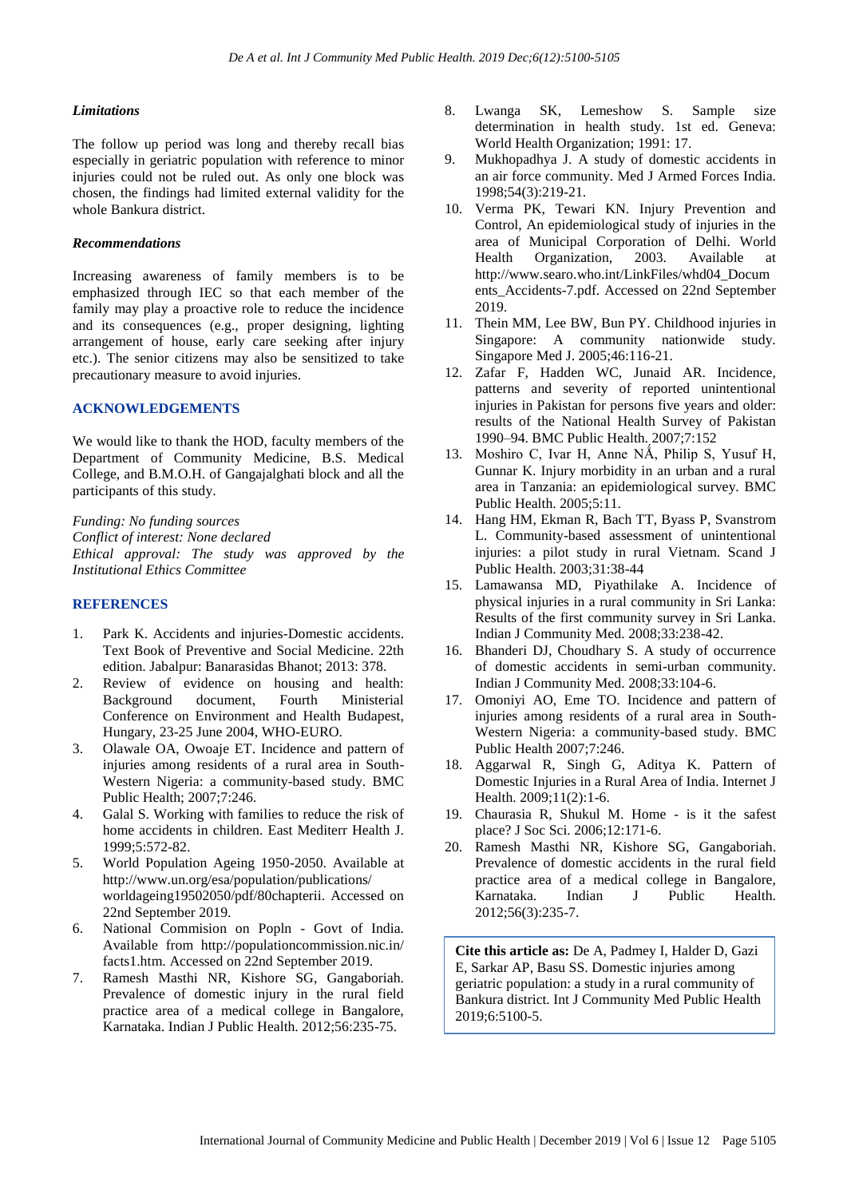### *Limitations*

The follow up period was long and thereby recall bias especially in geriatric population with reference to minor injuries could not be ruled out. As only one block was chosen, the findings had limited external validity for the whole Bankura district.

### *Recommendations*

Increasing awareness of family members is to be emphasized through IEC so that each member of the family may play a proactive role to reduce the incidence and its consequences (e.g., proper designing, lighting arrangement of house, early care seeking after injury etc.). The senior citizens may also be sensitized to take precautionary measure to avoid injuries.

## ACKNOWLEDGEMENTS

We would like to thank the HOD, faculty members of the Department of Community Medicine, B.S. Medical College, and B.M.O.H. of Gangajalghati block and all the participants of this study.

*Funding: No funding sources*
*Conflict of interest: None declared*
*Ethical approval: The study was approved by the Institutional Ethics Committee*

## REFERENCES

1. Park K. Accidents and injuries-Domestic accidents. Text Book of Preventive and Social Medicine. 22th edition. Jabalpur: Banarasidas Bhanot; 2013: 378.
2. Review of evidence on housing and health: Background document, Fourth Ministerial Conference on Environment and Health Budapest, Hungary, 23-25 June 2004, WHO-EURO.
3. Olawale OA, Owoaje ET. Incidence and pattern of injuries among residents of a rural area in South-Western Nigeria: a community-based study. BMC Public Health; 2007;7:246.
4. Galal S. Working with families to reduce the risk of home accidents in children. East Mediterr Health J. 1999;5:572-82.
5. World Population Ageing 1950-2050. Available at http://www.un.org/esa/population/publications/ worldageing19502050/pdf/80chapterii. Accessed on 22nd September 2019.
6. National Commision on Popln - Govt of India. Available from http://populationcommission.nic.in/ facts1.htm. Accessed on 22nd September 2019.
7. Ramesh Masthi NR, Kishore SG, Gangaboriah. Prevalence of domestic injury in the rural field practice area of a medical college in Bangalore, Karnataka. Indian J Public Health. 2012;56:235-75.
8. Lwanga SK, Lemeshow S. Sample size determination in health study. 1st ed. Geneva: World Health Organization; 1991: 17.
9. Mukhopadhya J. A study of domestic accidents in an air force community. Med J Armed Forces India. 1998;54(3):219-21.
10. Verma PK, Tewari KN. Injury Prevention and Control, An epidemiological study of injuries in the area of Municipal Corporation of Delhi. World Health Organization, 2003. Available at http://www.searo.who.int/LinkFiles/whd04_Documents_Accidents-7.pdf. Accessed on 22nd September 2019.
11. Thein MM, Lee BW, Bun PY. Childhood injuries in Singapore: A community nationwide study. Singapore Med J. 2005;46:116-21.
12. Zafar F, Hadden WC, Junaid AR. Incidence, patterns and severity of reported unintentional injuries in Pakistan for persons five years and older: results of the National Health Survey of Pakistan 1990–94. BMC Public Health. 2007;7:152
13. Moshiro C, Ivar H, Anne NÅ, Philip S, Yusuf H, Gunnar K. Injury morbidity in an urban and a rural area in Tanzania: an epidemiological survey. BMC Public Health. 2005;5:11.
14. Hang HM, Ekman R, Bach TT, Byass P, Svanstrom L. Community-based assessment of unintentional injuries: a pilot study in rural Vietnam. Scand J Public Health. 2003;31:38-44
15. Lamawansa MD, Piyathilake A. Incidence of physical injuries in a rural community in Sri Lanka: Results of the first community survey in Sri Lanka. Indian J Community Med. 2008;33:238-42.
16. Bhanderi DJ, Choudhary S. A study of occurrence of domestic accidents in semi-urban community. Indian J Community Med. 2008;33:104-6.
17. Omoniyi AO, Eme TO. Incidence and pattern of injuries among residents of a rural area in South-Western Nigeria: a community-based study. BMC Public Health 2007;7:246.
18. Aggarwal R, Singh G, Aditya K. Pattern of Domestic Injuries in a Rural Area of India. Internet J Health. 2009;11(2):1-6.
19. Chaurasia R, Shukul M. Home - is it the safest place? J Soc Sci. 2006;12:171-6.
20. Ramesh Masthi NR, Kishore SG, Gangaboriah. Prevalence of domestic accidents in the rural field practice area of a medical college in Bangalore, Karnataka. Indian J Public Health. 2012;56(3):235-7.

**Cite this article as:** De A, Padmey I, Halder D, Gazi E, Sarkar AP, Basu SS. Domestic injuries among geriatric population: a study in a rural community of Bankura district. Int J Community Med Public Health 2019;6:5100-5.